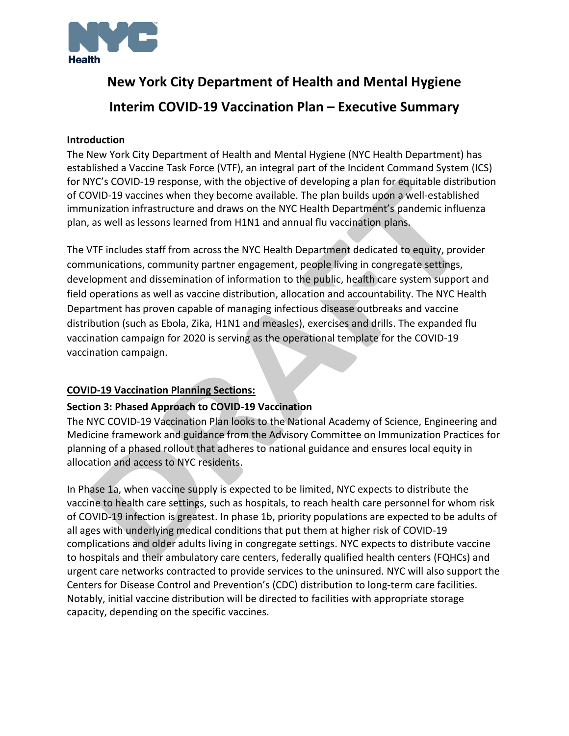# New York City Department of Health and Mental Hygiene

# Interim COVID-19 Vaccination Plan – Executive Summary

## Introduction

The New York City Department of Health and Mental Hygiene (NYC Health Department) has established a Vaccine Task Force (VTF), an integral part of the Incident Command System (ICS) for NYC's COVID-19 response, with the objective of developing a plan for equitable distribution of COVID-19 vaccines when they become available. The plan builds upon a well-established immunization infrastructure and draws on the NYC Health Department's pandemic influenza plan, as well as lessons learned from H1N1 and annual flu vaccination plans.

The VTF includes staff from across the NYC Health Department dedicated to equity, provider communications, community partner engagement, people living in congregate settings, development and dissemination of information to the public, health care system support and field operations as well as vaccine distribution, allocation and accountability. The NYC Health Department has proven capable of managing infectious disease outbreaks and vaccine distribution (such as Ebola, Zika, H1N1 and measles), exercises and drills. The expanded flu vaccination campaign for 2020 is serving as the operational template for the COVID-19 vaccination campaign.

## COVID-19 Vaccination Planning Sections:

### Section 3: Phased Approach to COVID-19 Vaccination

The NYC COVID-19 Vaccination Plan looks to the National Academy of Science, Engineering and Medicine framework and guidance from the Advisory Committee on Immunization Practices for planning of a phased rollout that adheres to national guidance and ensures local equity in allocation and access to NYC residents.

In Phase 1a, when vaccine supply is expected to be limited, NYC expects to distribute the vaccine to health care settings, such as hospitals, to reach health care personnel for whom risk of COVID-19 infection is greatest. In phase 1b, priority populations are expected to be adults of all ages with underlying medical conditions that put them at higher risk of COVID-19 complications and older adults living in congregate settings. NYC expects to distribute vaccine to hospitals and their ambulatory care centers, federally qualified health centers (FQHCs) and urgent care networks contracted to provide services to the uninsured. NYC will also support the Centers for Disease Control and Prevention's (CDC) distribution to long-term care facilities. Notably, initial vaccine distribution will be directed to facilities with appropriate storage capacity, depending on the specific vaccines.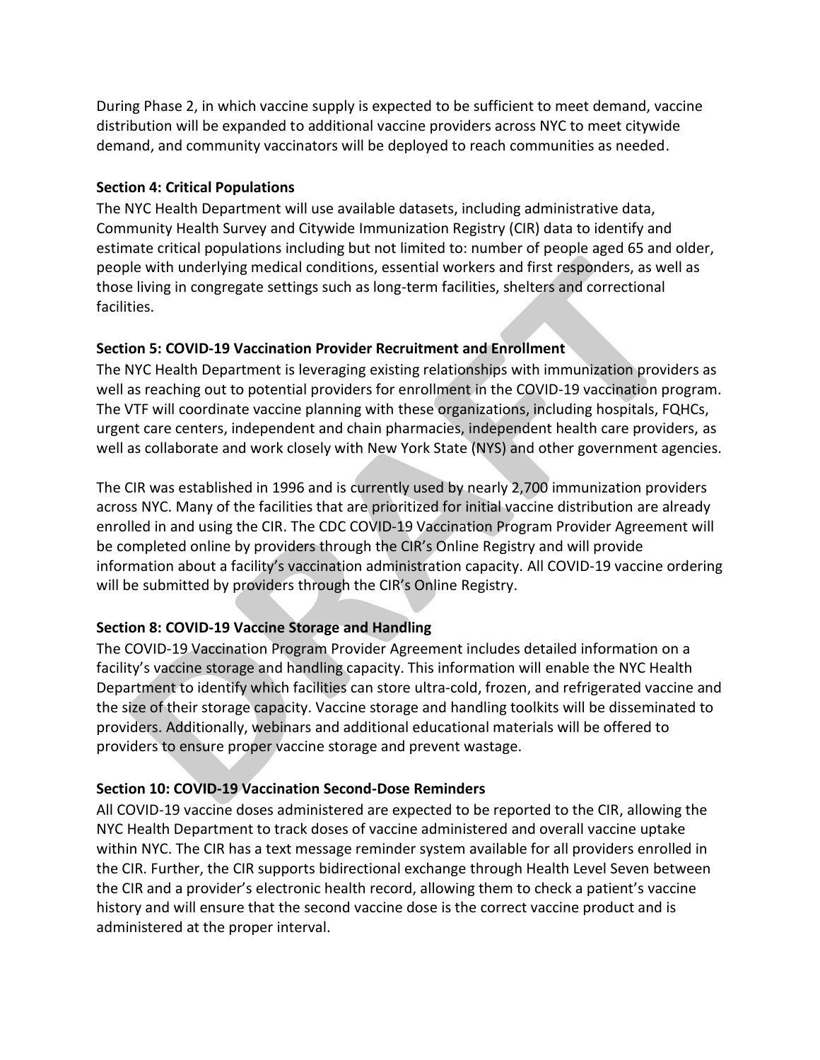During Phase 2, in which vaccine supply is expected to be sufficient to meet demand, vaccine distribution will be expanded to additional vaccine providers across NYC to meet citywide demand, and community vaccinators will be deployed to reach communities as needed.

**Section 4: Critical Populations**

The NYC Health Department will use available datasets, including administrative data, Community Health Survey and Citywide Immunization Registry (CIR) data to identify and estimate critical populations including but not limited to: number of people aged 65 and older, people with underlying medical conditions, essential workers and first responders, as well as those living in congregate settings such as long-term facilities, shelters and correctional facilities.

**Section 5: COVID-19 Vaccination Provider Recruitment and Enrollment**

The NYC Health Department is leveraging existing relationships with immunization providers as well as reaching out to potential providers for enrollment in the COVID-19 vaccination program. The VTF will coordinate vaccine planning with these organizations, including hospitals, FQHCs, urgent care centers, independent and chain pharmacies, independent health care providers, as well as collaborate and work closely with New York State (NYS) and other government agencies.

The CIR was established in 1996 and is currently used by nearly 2,700 immunization providers across NYC. Many of the facilities that are prioritized for initial vaccine distribution are already enrolled in and using the CIR. The CDC COVID-19 Vaccination Program Provider Agreement will be completed online by providers through the CIR's Online Registry and will provide information about a facility's vaccination administration capacity. All COVID-19 vaccine ordering will be submitted by providers through the CIR's Online Registry.

**Section 8: COVID-19 Vaccine Storage and Handling**

The COVID-19 Vaccination Program Provider Agreement includes detailed information on a facility's vaccine storage and handling capacity. This information will enable the NYC Health Department to identify which facilities can store ultra-cold, frozen, and refrigerated vaccine and the size of their storage capacity. Vaccine storage and handling toolkits will be disseminated to providers. Additionally, webinars and additional educational materials will be offered to providers to ensure proper vaccine storage and prevent wastage.

**Section 10: COVID-19 Vaccination Second-Dose Reminders**

All COVID-19 vaccine doses administered are expected to be reported to the CIR, allowing the NYC Health Department to track doses of vaccine administered and overall vaccine uptake within NYC. The CIR has a text message reminder system available for all providers enrolled in the CIR. Further, the CIR supports bidirectional exchange through Health Level Seven between the CIR and a provider's electronic health record, allowing them to check a patient's vaccine history and will ensure that the second vaccine dose is the correct vaccine product and is administered at the proper interval.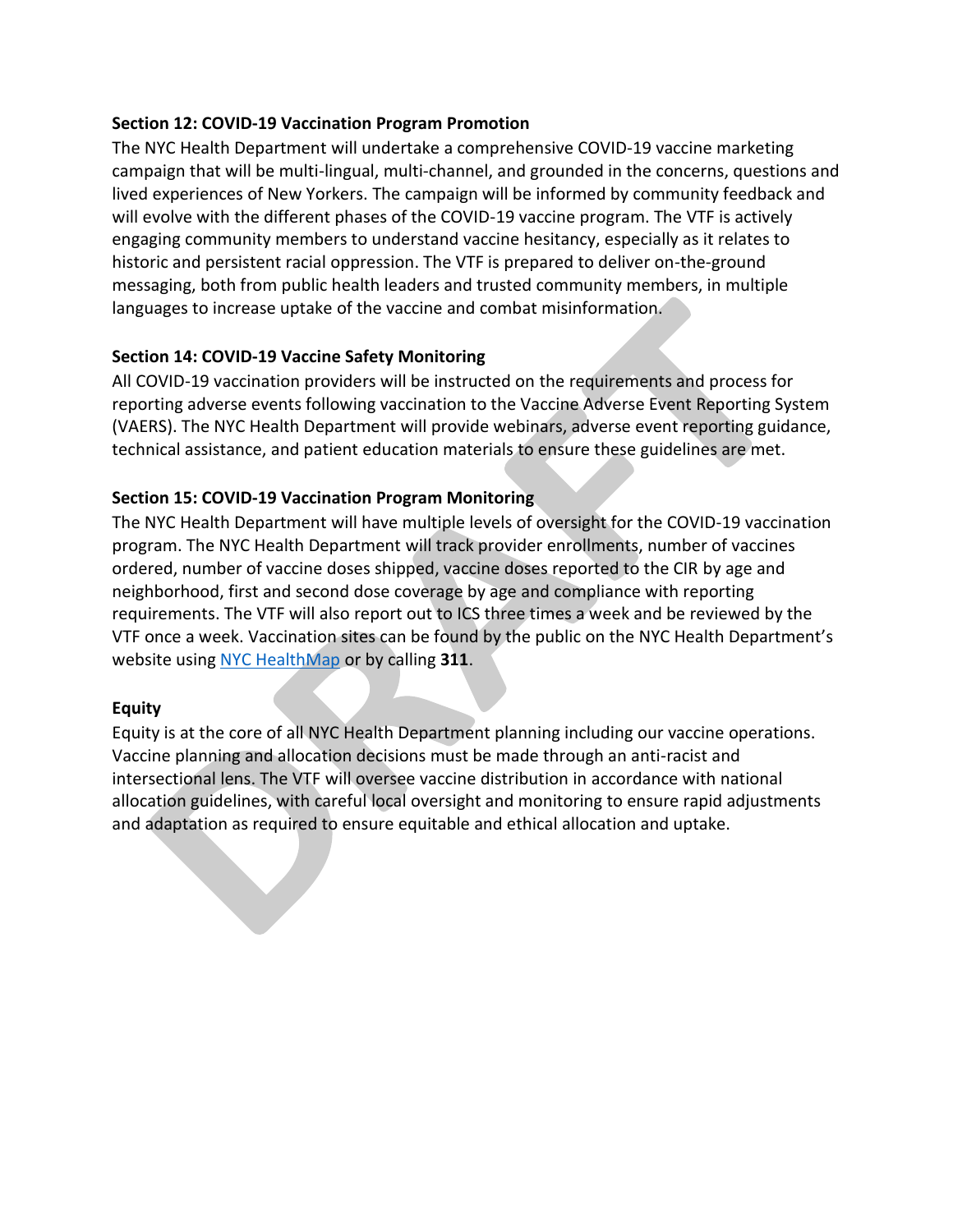### Section 12: COVID-19 Vaccination Program Promotion

The NYC Health Department will undertake a comprehensive COVID-19 vaccine marketing campaign that will be multi-lingual, multi-channel, and grounded in the concerns, questions and lived experiences of New Yorkers. The campaign will be informed by community feedback and will evolve with the different phases of the COVID-19 vaccine program. The VTF is actively engaging community members to understand vaccine hesitancy, especially as it relates to historic and persistent racial oppression. The VTF is prepared to deliver on-the-ground messaging, both from public health leaders and trusted community members, in multiple languages to increase uptake of the vaccine and combat misinformation.

### Section 14: COVID-19 Vaccine Safety Monitoring

All COVID-19 vaccination providers will be instructed on the requirements and process for reporting adverse events following vaccination to the Vaccine Adverse Event Reporting System (VAERS). The NYC Health Department will provide webinars, adverse event reporting guidance, technical assistance, and patient education materials to ensure these guidelines are met.

### Section 15: COVID-19 Vaccination Program Monitoring

The NYC Health Department will have multiple levels of oversight for the COVID-19 vaccination program. The NYC Health Department will track provider enrollments, number of vaccines ordered, number of vaccine doses shipped, vaccine doses reported to the CIR by age and neighborhood, first and second dose coverage by age and compliance with reporting requirements. The VTF will also report out to ICS three times a week and be reviewed by the VTF once a week. Vaccination sites can be found by the public on the NYC Health Department's website using [NYC HealthMap] or by calling **311**.

### Equity

Equity is at the core of all NYC Health Department planning including our vaccine operations. Vaccine planning and allocation decisions must be made through an anti-racist and intersectional lens. The VTF will oversee vaccine distribution in accordance with national allocation guidelines, with careful local oversight and monitoring to ensure rapid adjustments and adaptation as required to ensure equitable and ethical allocation and uptake.